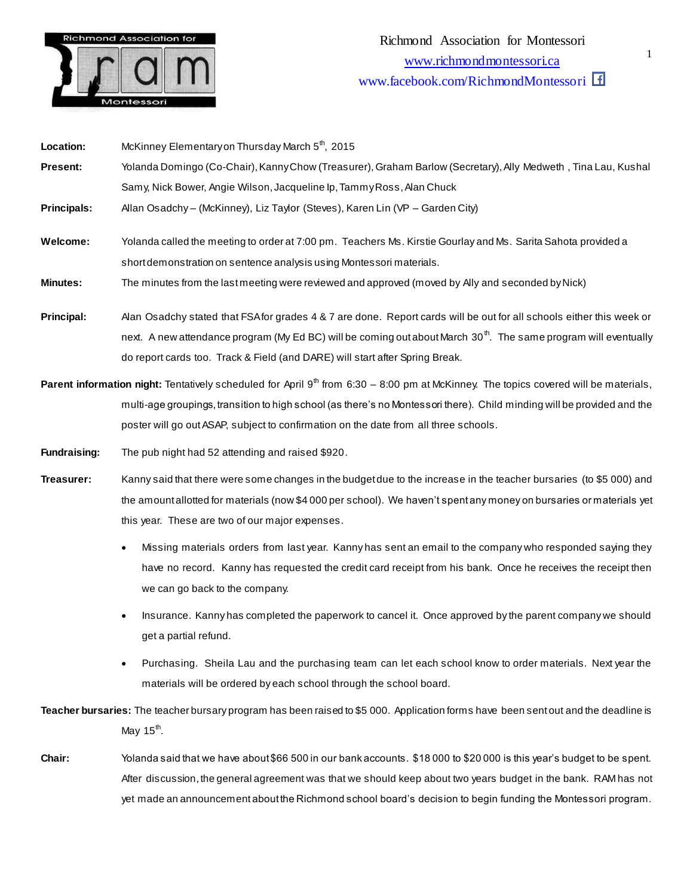Richmond Association for Montessori
www.richmondmontessori.ca
www.facebook.com/RichmondMontessori

**Location:** McKinney Elementary on Thursday March 5th, 2015

**Present:** Yolanda Domingo (Co-Chair), Kanny Chow (Treasurer), Graham Barlow (Secretary), Ally Medweth , Tina Lau, Kushal Samy, Nick Bower, Angie Wilson, Jacqueline Ip, Tammy Ross, Alan Chuck

**Principals:** Allan Osadchy – (McKinney), Liz Taylor (Steves), Karen Lin (VP – Garden City)

**Welcome:** Yolanda called the meeting to order at 7:00 pm. Teachers Ms. Kirstie Gourlay and Ms. Sarita Sahota provided a short demonstration on sentence analysis using Montessori materials.

**Minutes:** The minutes from the last meeting were reviewed and approved (moved by Ally and seconded by Nick)

**Principal:** Alan Osadchy stated that FSA for grades 4 & 7 are done. Report cards will be out for all schools either this week or next. A new attendance program (My Ed BC) will be coming out about March 30th. The same program will eventually do report cards too. Track & Field (and DARE) will start after Spring Break.

**Parent information night:** Tentatively scheduled for April 9th from 6:30 – 8:00 pm at McKinney. The topics covered will be materials, multi-age groupings, transition to high school (as there's no Montessori there). Child minding will be provided and the poster will go out ASAP, subject to confirmation on the date from all three schools.

**Fundraising:** The pub night had 52 attending and raised $920.

**Treasurer:** Kanny said that there were some changes in the budget due to the increase in the teacher bursaries (to $5 000) and the amount allotted for materials (now $4 000 per school). We haven't spent any money on bursaries or materials yet this year. These are two of our major expenses.

- Missing materials orders from last year. Kanny has sent an email to the company who responded saying they have no record. Kanny has requested the credit card receipt from his bank. Once he receives the receipt then we can go back to the company.
- Insurance. Kanny has completed the paperwork to cancel it. Once approved by the parent company we should get a partial refund.
- Purchasing. Sheila Lau and the purchasing team can let each school know to order materials. Next year the materials will be ordered by each school through the school board.

**Teacher bursaries:** The teacher bursary program has been raised to $5 000. Application forms have been sent out and the deadline is May 15th.

**Chair:** Yolanda said that we have about $66 500 in our bank accounts. $18 000 to $20 000 is this year's budget to be spent. After discussion, the general agreement was that we should keep about two years budget in the bank. RAM has not yet made an announcement about the Richmond school board's decision to begin funding the Montessori program.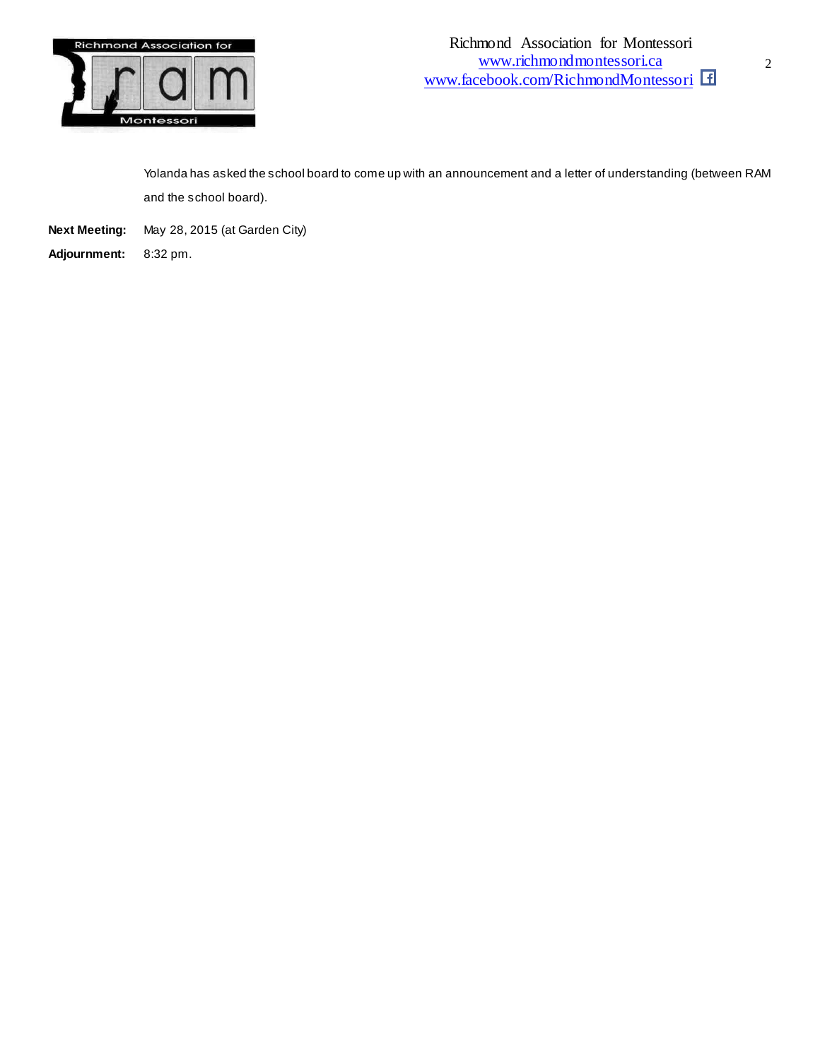Yolanda has asked the school board to come up with an announcement and a letter of understanding (between RAM and the school board).

**Next Meeting:** May 28, 2015 (at Garden City)

**Adjournment:** 8:32 pm.